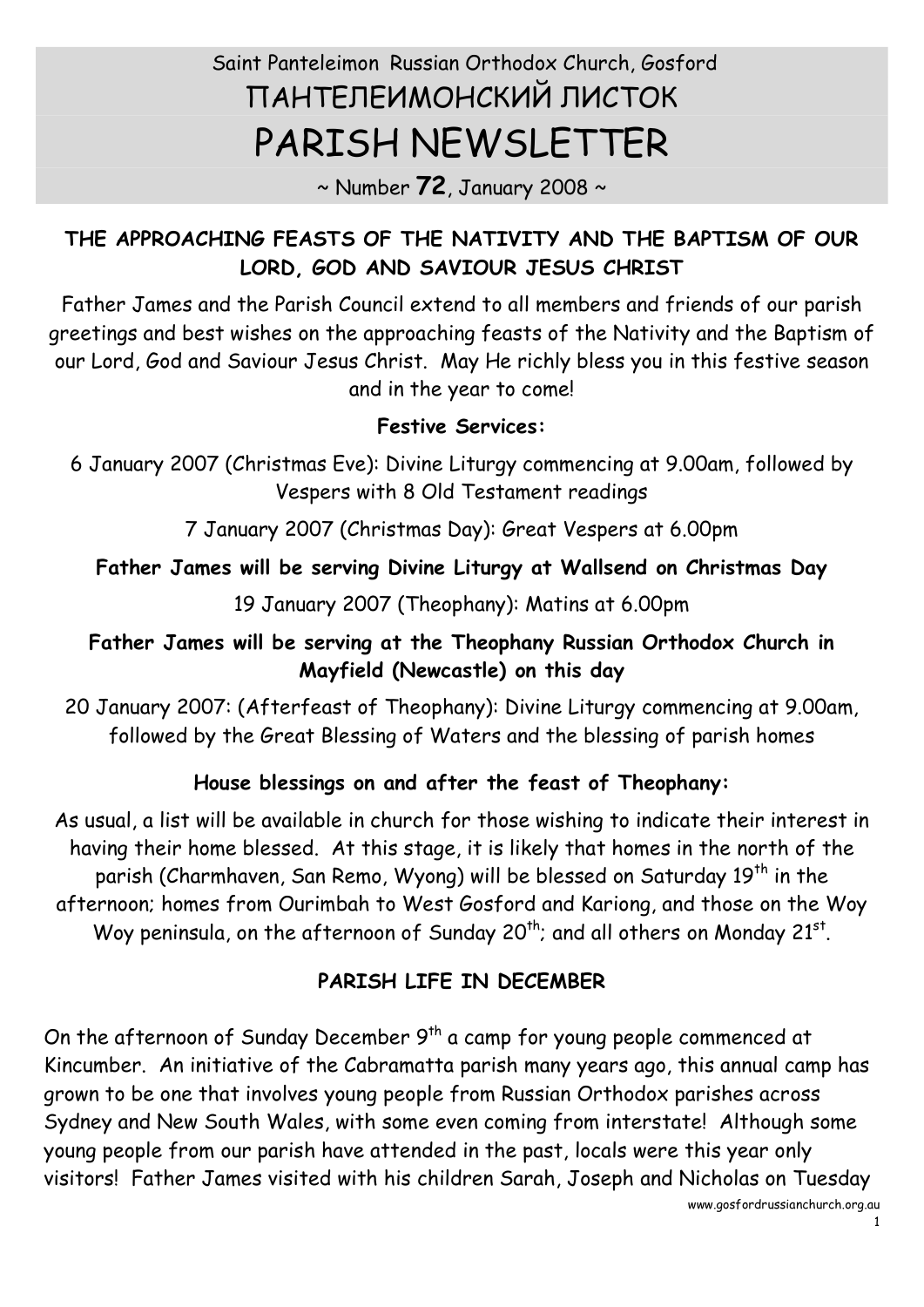Saint Panteleimon Russian Orthodox Church, Gosford

# ПАНТЕЛЕИМОНСКИЙ ЛИСТОК

# PARISH NEWSLETTER

~ Number **72**, January 2008 ~

## THE APPROACHING FEASTS OF THE NATIVITY AND THE BAPTISM OF OUR LORD, GOD AND SAVIOUR JESUS CHRIST

Father James and the Parish Council extend to all members and friends of our parish greetings and best wishes on the approaching feasts of the Nativity and the Baptism of our Lord, God and Saviour Jesus Christ. May He richly bless you in this festive season and in the year to come!

**Festive Services:**

6 January 2007 (Christmas Eve): Divine Liturgy commencing at 9.00am, followed by Vespers with 8 Old Testament readings

7 January 2007 (Christmas Day): Great Vespers at 6.00pm

**Father James will be serving Divine Liturgy at Wallsend on Christmas Day**

19 January 2007 (Theophany): Matins at 6.00pm

**Father James will be serving at the Theophany Russian Orthodox Church in Mayfield (Newcastle) on this day**

20 January 2007: (Afterfeast of Theophany): Divine Liturgy commencing at 9.00am, followed by the Great Blessing of Waters and the blessing of parish homes

**House blessings on and after the feast of Theophany:**

As usual, a list will be available in church for those wishing to indicate their interest in having their home blessed. At this stage, it is likely that homes in the north of the parish (Charmhaven, San Remo, Wyong) will be blessed on Saturday 19th in the afternoon; homes from Ourimbah to West Gosford and Kariong, and those on the Woy Woy peninsula, on the afternoon of Sunday 20th; and all others on Monday 21st.

## PARISH LIFE IN DECEMBER

On the afternoon of Sunday December 9th a camp for young people commenced at Kincumber. An initiative of the Cabramatta parish many years ago, this annual camp has grown to be one that involves young people from Russian Orthodox parishes across Sydney and New South Wales, with some even coming from interstate! Although some young people from our parish have attended in the past, locals were this year only visitors! Father James visited with his children Sarah, Joseph and Nicholas on Tuesday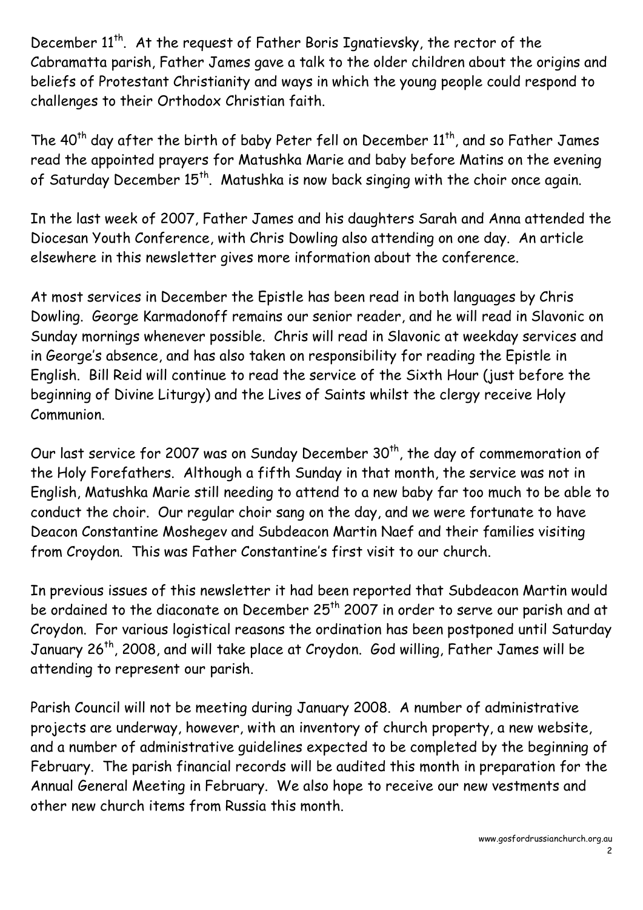December 11th. At the request of Father Boris Ignatievsky, the rector of the Cabramatta parish, Father James gave a talk to the older children about the origins and beliefs of Protestant Christianity and ways in which the young people could respond to challenges to their Orthodox Christian faith.

The 40th day after the birth of baby Peter fell on December 11th, and so Father James read the appointed prayers for Matushka Marie and baby before Matins on the evening of Saturday December 15th. Matushka is now back singing with the choir once again.

In the last week of 2007, Father James and his daughters Sarah and Anna attended the Diocesan Youth Conference, with Chris Dowling also attending on one day. An article elsewhere in this newsletter gives more information about the conference.

At most services in December the Epistle has been read in both languages by Chris Dowling. George Karmadonoff remains our senior reader, and he will read in Slavonic on Sunday mornings whenever possible. Chris will read in Slavonic at weekday services and in George's absence, and has also taken on responsibility for reading the Epistle in English. Bill Reid will continue to read the service of the Sixth Hour (just before the beginning of Divine Liturgy) and the Lives of Saints whilst the clergy receive Holy Communion.

Our last service for 2007 was on Sunday December 30th, the day of commemoration of the Holy Forefathers. Although a fifth Sunday in that month, the service was not in English, Matushka Marie still needing to attend to a new baby far too much to be able to conduct the choir. Our regular choir sang on the day, and we were fortunate to have Deacon Constantine Moshegev and Subdeacon Martin Naef and their families visiting from Croydon. This was Father Constantine's first visit to our church.

In previous issues of this newsletter it had been reported that Subdeacon Martin would be ordained to the diaconate on December 25th 2007 in order to serve our parish and at Croydon. For various logistical reasons the ordination has been postponed until Saturday January 26th, 2008, and will take place at Croydon. God willing, Father James will be attending to represent our parish.

Parish Council will not be meeting during January 2008. A number of administrative projects are underway, however, with an inventory of church property, a new website, and a number of administrative guidelines expected to be completed by the beginning of February. The parish financial records will be audited this month in preparation for the Annual General Meeting in February. We also hope to receive our new vestments and other new church items from Russia this month.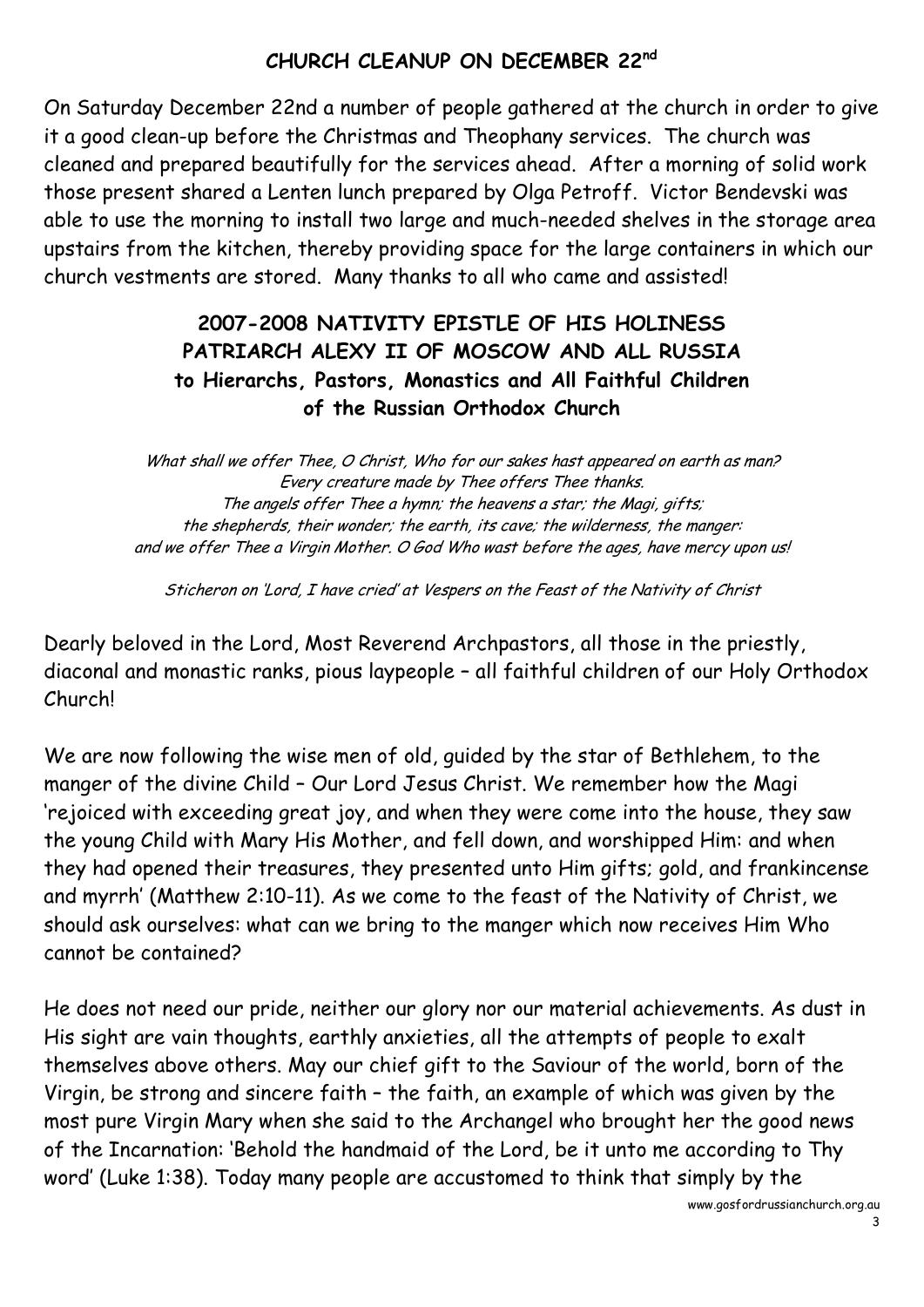## CHURCH CLEANUP ON DECEMBER 22nd

On Saturday December 22nd a number of people gathered at the church in order to give it a good clean-up before the Christmas and Theophany services. The church was cleaned and prepared beautifully for the services ahead. After a morning of solid work those present shared a Lenten lunch prepared by Olga Petroff. Victor Bendevski was able to use the morning to install two large and much-needed shelves in the storage area upstairs from the kitchen, thereby providing space for the large containers in which our church vestments are stored. Many thanks to all who came and assisted!

## 2007-2008 NATIVITY EPISTLE OF HIS HOLINESS PATRIARCH ALEXY II OF MOSCOW AND ALL RUSSIA to Hierarchs, Pastors, Monastics and All Faithful Children of the Russian Orthodox Church

*What shall we offer Thee, O Christ, Who for our sakes hast appeared on earth as man?*
*Every creature made by Thee offers Thee thanks.*
*The angels offer Thee a hymn; the heavens a star; the Magi, gifts;*
*the shepherds, their wonder; the earth, its cave; the wilderness, the manger:*
*and we offer Thee a Virgin Mother. O God Who wast before the ages, have mercy upon us!*

*Sticheron on 'Lord, I have cried' at Vespers on the Feast of the Nativity of Christ*

Dearly beloved in the Lord, Most Reverend Archpastors, all those in the priestly, diaconal and monastic ranks, pious laypeople – all faithful children of our Holy Orthodox Church!

We are now following the wise men of old, guided by the star of Bethlehem, to the manger of the divine Child – Our Lord Jesus Christ. We remember how the Magi 'rejoiced with exceeding great joy, and when they were come into the house, they saw the young Child with Mary His Mother, and fell down, and worshipped Him: and when they had opened their treasures, they presented unto Him gifts; gold, and frankincense and myrrh' (Matthew 2:10-11). As we come to the feast of the Nativity of Christ, we should ask ourselves: what can we bring to the manger which now receives Him Who cannot be contained?

He does not need our pride, neither our glory nor our material achievements. As dust in His sight are vain thoughts, earthly anxieties, all the attempts of people to exalt themselves above others. May our chief gift to the Saviour of the world, born of the Virgin, be strong and sincere faith – the faith, an example of which was given by the most pure Virgin Mary when she said to the Archangel who brought her the good news of the Incarnation: 'Behold the handmaid of the Lord, be it unto me according to Thy word' (Luke 1:38). Today many people are accustomed to think that simply by the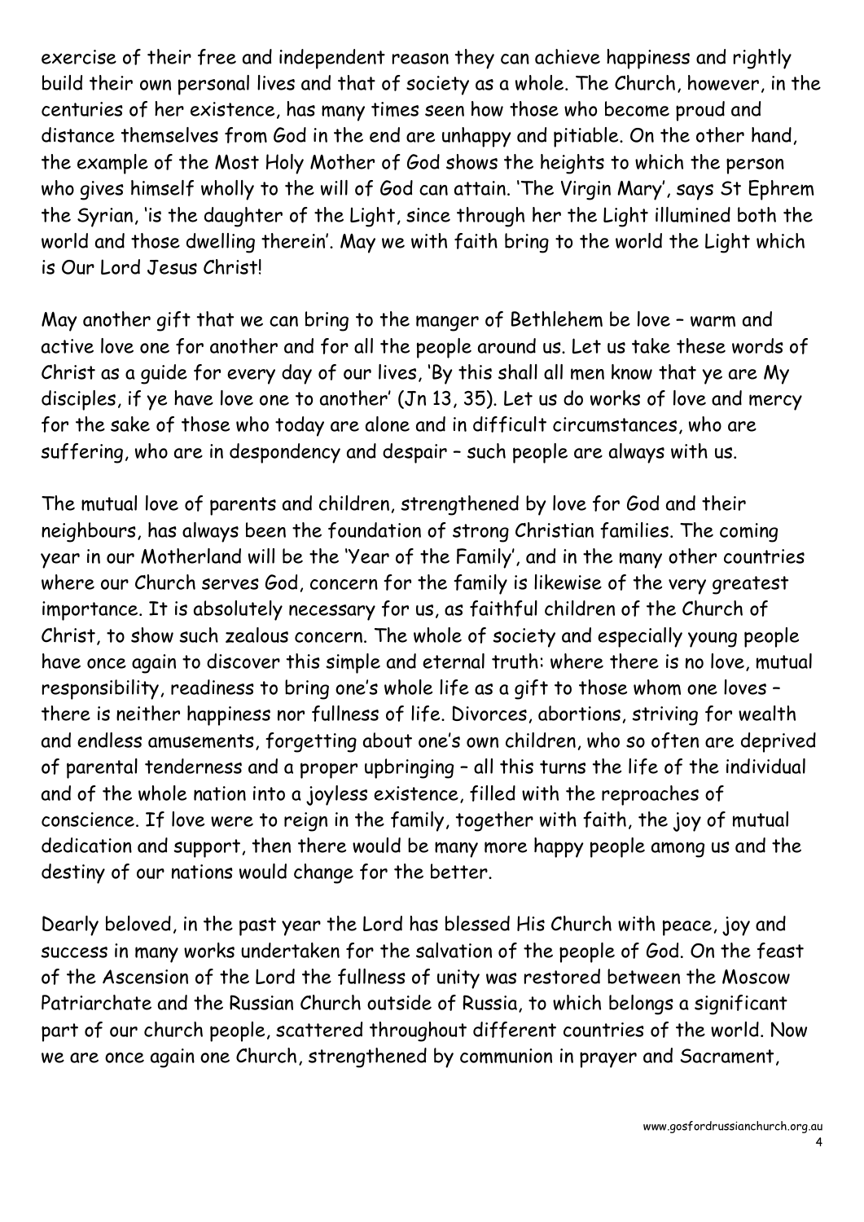exercise of their free and independent reason they can achieve happiness and rightly build their own personal lives and that of society as a whole. The Church, however, in the centuries of her existence, has many times seen how those who become proud and distance themselves from God in the end are unhappy and pitiable. On the other hand, the example of the Most Holy Mother of God shows the heights to which the person who gives himself wholly to the will of God can attain. 'The Virgin Mary', says St Ephrem the Syrian, 'is the daughter of the Light, since through her the Light illumined both the world and those dwelling therein'. May we with faith bring to the world the Light which is Our Lord Jesus Christ!

May another gift that we can bring to the manger of Bethlehem be love – warm and active love one for another and for all the people around us. Let us take these words of Christ as a guide for every day of our lives, 'By this shall all men know that ye are My disciples, if ye have love one to another' (Jn 13, 35). Let us do works of love and mercy for the sake of those who today are alone and in difficult circumstances, who are suffering, who are in despondency and despair – such people are always with us.

The mutual love of parents and children, strengthened by love for God and their neighbours, has always been the foundation of strong Christian families. The coming year in our Motherland will be the 'Year of the Family', and in the many other countries where our Church serves God, concern for the family is likewise of the very greatest importance. It is absolutely necessary for us, as faithful children of the Church of Christ, to show such zealous concern. The whole of society and especially young people have once again to discover this simple and eternal truth: where there is no love, mutual responsibility, readiness to bring one's whole life as a gift to those whom one loves – there is neither happiness nor fullness of life. Divorces, abortions, striving for wealth and endless amusements, forgetting about one's own children, who so often are deprived of parental tenderness and a proper upbringing – all this turns the life of the individual and of the whole nation into a joyless existence, filled with the reproaches of conscience. If love were to reign in the family, together with faith, the joy of mutual dedication and support, then there would be many more happy people among us and the destiny of our nations would change for the better.

Dearly beloved, in the past year the Lord has blessed His Church with peace, joy and success in many works undertaken for the salvation of the people of God. On the feast of the Ascension of the Lord the fullness of unity was restored between the Moscow Patriarchate and the Russian Church outside of Russia, to which belongs a significant part of our church people, scattered throughout different countries of the world. Now we are once again one Church, strengthened by communion in prayer and Sacrament,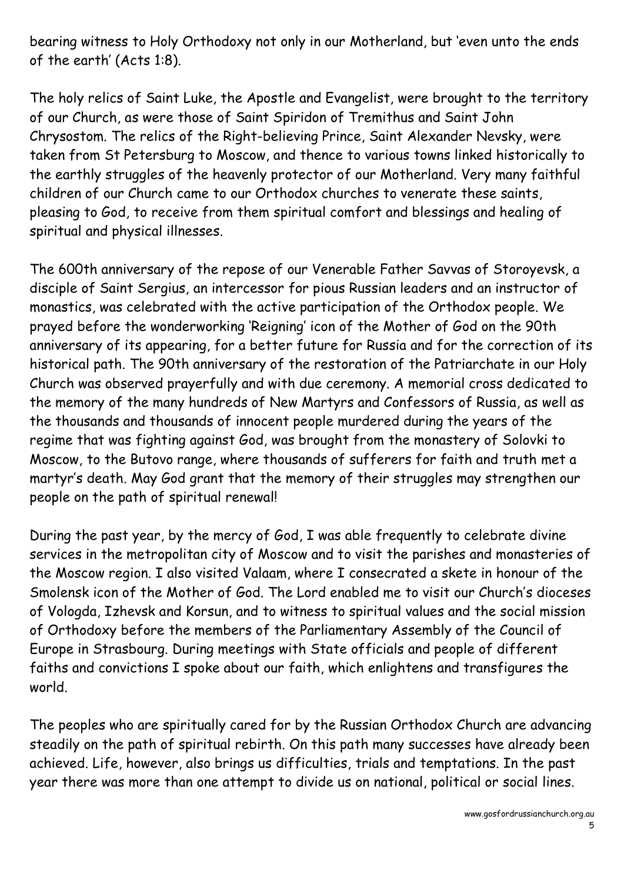bearing witness to Holy Orthodoxy not only in our Motherland, but 'even unto the ends of the earth' (Acts 1:8).

The holy relics of Saint Luke, the Apostle and Evangelist, were brought to the territory of our Church, as were those of Saint Spiridon of Tremithus and Saint John Chrysostom. The relics of the Right-believing Prince, Saint Alexander Nevsky, were taken from St Petersburg to Moscow, and thence to various towns linked historically to the earthly struggles of the heavenly protector of our Motherland. Very many faithful children of our Church came to our Orthodox churches to venerate these saints, pleasing to God, to receive from them spiritual comfort and blessings and healing of spiritual and physical illnesses.

The 600th anniversary of the repose of our Venerable Father Savvas of Storoyevsk, a disciple of Saint Sergius, an intercessor for pious Russian leaders and an instructor of monastics, was celebrated with the active participation of the Orthodox people. We prayed before the wonderworking 'Reigning' icon of the Mother of God on the 90th anniversary of its appearing, for a better future for Russia and for the correction of its historical path. The 90th anniversary of the restoration of the Patriarchate in our Holy Church was observed prayerfully and with due ceremony. A memorial cross dedicated to the memory of the many hundreds of New Martyrs and Confessors of Russia, as well as the thousands and thousands of innocent people murdered during the years of the regime that was fighting against God, was brought from the monastery of Solovki to Moscow, to the Butovo range, where thousands of sufferers for faith and truth met a martyr's death. May God grant that the memory of their struggles may strengthen our people on the path of spiritual renewal!

During the past year, by the mercy of God, I was able frequently to celebrate divine services in the metropolitan city of Moscow and to visit the parishes and monasteries of the Moscow region. I also visited Valaam, where I consecrated a skete in honour of the Smolensk icon of the Mother of God. The Lord enabled me to visit our Church's dioceses of Vologda, Izhevsk and Korsun, and to witness to spiritual values and the social mission of Orthodoxy before the members of the Parliamentary Assembly of the Council of Europe in Strasbourg. During meetings with State officials and people of different faiths and convictions I spoke about our faith, which enlightens and transfigures the world.

The peoples who are spiritually cared for by the Russian Orthodox Church are advancing steadily on the path of spiritual rebirth. On this path many successes have already been achieved. Life, however, also brings us difficulties, trials and temptations. In the past year there was more than one attempt to divide us on national, political or social lines.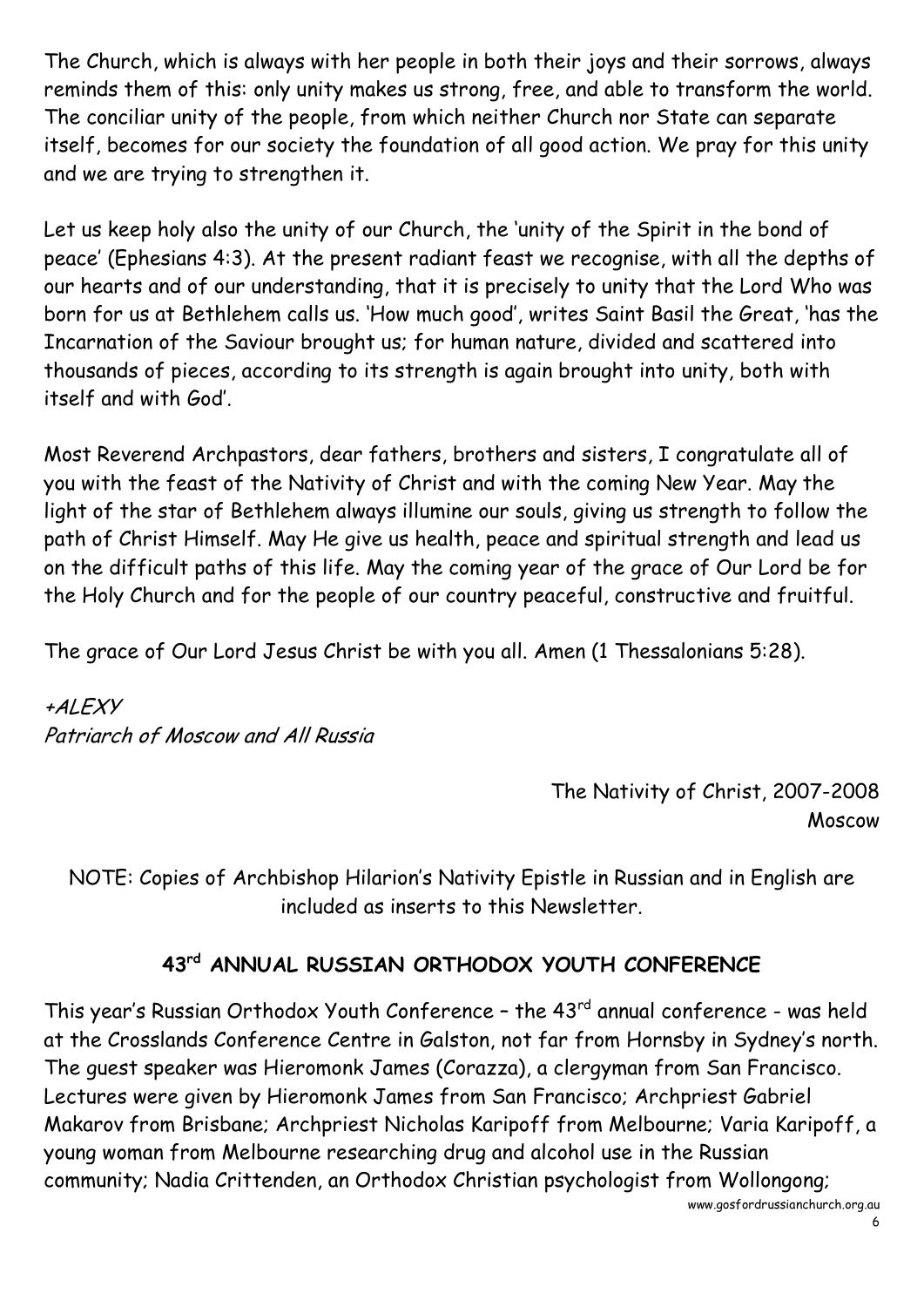The Church, which is always with her people in both their joys and their sorrows, always reminds them of this: only unity makes us strong, free, and able to transform the world. The conciliar unity of the people, from which neither Church nor State can separate itself, becomes for our society the foundation of all good action. We pray for this unity and we are trying to strengthen it.

Let us keep holy also the unity of our Church, the 'unity of the Spirit in the bond of peace' (Ephesians 4:3). At the present radiant feast we recognise, with all the depths of our hearts and of our understanding, that it is precisely to unity that the Lord Who was born for us at Bethlehem calls us. 'How much good', writes Saint Basil the Great, 'has the Incarnation of the Saviour brought us; for human nature, divided and scattered into thousands of pieces, according to its strength is again brought into unity, both with itself and with God'.

Most Reverend Archpastors, dear fathers, brothers and sisters, I congratulate all of you with the feast of the Nativity of Christ and with the coming New Year. May the light of the star of Bethlehem always illumine our souls, giving us strength to follow the path of Christ Himself. May He give us health, peace and spiritual strength and lead us on the difficult paths of this life. May the coming year of the grace of Our Lord be for the Holy Church and for the people of our country peaceful, constructive and fruitful.

The grace of Our Lord Jesus Christ be with you all. Amen (1 Thessalonians 5:28).

*+ALEXY*
*Patriarch of Moscow and All Russia*

The Nativity of Christ, 2007-2008
Moscow

NOTE: Copies of Archbishop Hilarion's Nativity Epistle in Russian and in English are included as inserts to this Newsletter.

## 43rd ANNUAL RUSSIAN ORTHODOX YOUTH CONFERENCE

This year's Russian Orthodox Youth Conference – the 43rd annual conference - was held at the Crosslands Conference Centre in Galston, not far from Hornsby in Sydney's north. The guest speaker was Hieromonk James (Corazza), a clergyman from San Francisco. Lectures were given by Hieromonk James from San Francisco; Archpriest Gabriel Makarov from Brisbane; Archpriest Nicholas Karipoff from Melbourne; Varia Karipoff, a young woman from Melbourne researching drug and alcohol use in the Russian community; Nadia Crittenden, an Orthodox Christian psychologist from Wollongong;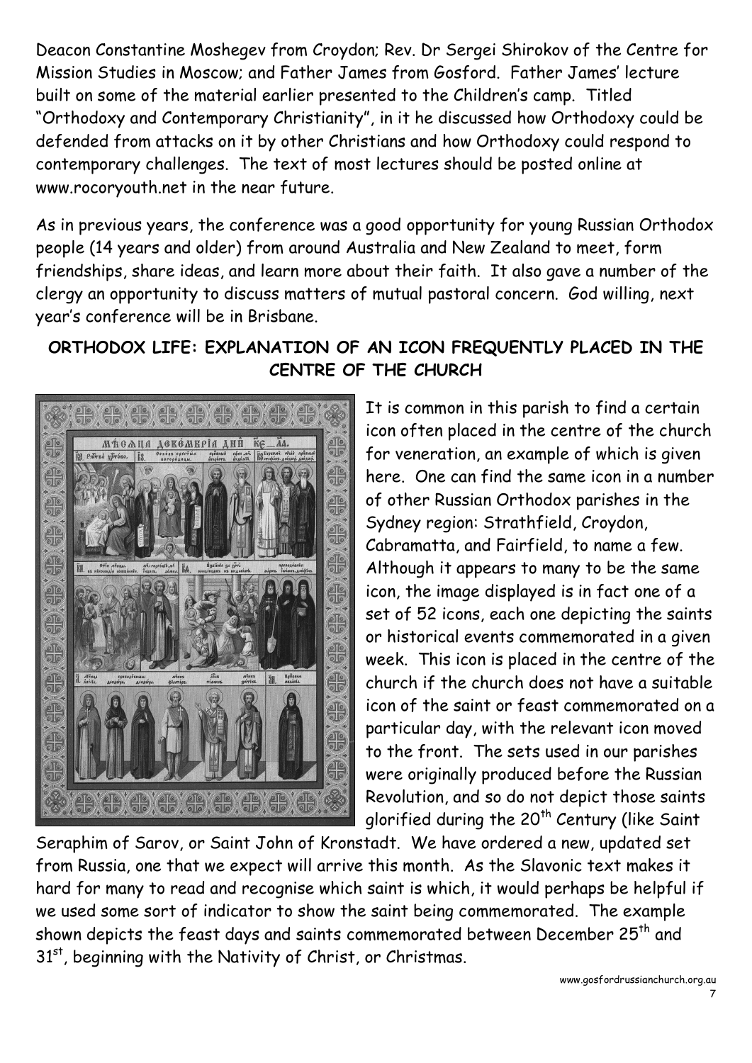Deacon Constantine Moshegev from Croydon; Rev. Dr Sergei Shirokov of the Centre for Mission Studies in Moscow; and Father James from Gosford. Father James' lecture built on some of the material earlier presented to the Children's camp. Titled "Orthodoxy and Contemporary Christianity", in it he discussed how Orthodoxy could be defended from attacks on it by other Christians and how Orthodoxy could respond to contemporary challenges. The text of most lectures should be posted online at www.rocoryouth.net in the near future.

As in previous years, the conference was a good opportunity for young Russian Orthodox people (14 years and older) from around Australia and New Zealand to meet, form friendships, share ideas, and learn more about their faith. It also gave a number of the clergy an opportunity to discuss matters of mutual pastoral concern. God willing, next year's conference will be in Brisbane.

## ORTHODOX LIFE: EXPLANATION OF AN ICON FREQUENTLY PLACED IN THE CENTRE OF THE CHURCH

It is common in this parish to find a certain icon often placed in the centre of the church for veneration, an example of which is given here. One can find the same icon in a number of other Russian Orthodox parishes in the Sydney region: Strathfield, Croydon, Cabramatta, and Fairfield, to name a few. Although it appears to many to be the same icon, the image displayed is in fact one of a set of 52 icons, each one depicting the saints or historical events commemorated in a given week. This icon is placed in the centre of the church if the church does not have a suitable icon of the saint or feast commemorated on a particular day, with the relevant icon moved to the front. The sets used in our parishes were originally produced before the Russian Revolution, and so do not depict those saints glorified during the 20th Century (like Saint Seraphim of Sarov, or Saint John of Kronstadt. We have ordered a new, updated set from Russia, one that we expect will arrive this month. As the Slavonic text makes it hard for many to read and recognise which saint is which, it would perhaps be helpful if we used some sort of indicator to show the saint being commemorated. The example shown depicts the feast days and saints commemorated between December 25th and 31st, beginning with the Nativity of Christ, or Christmas.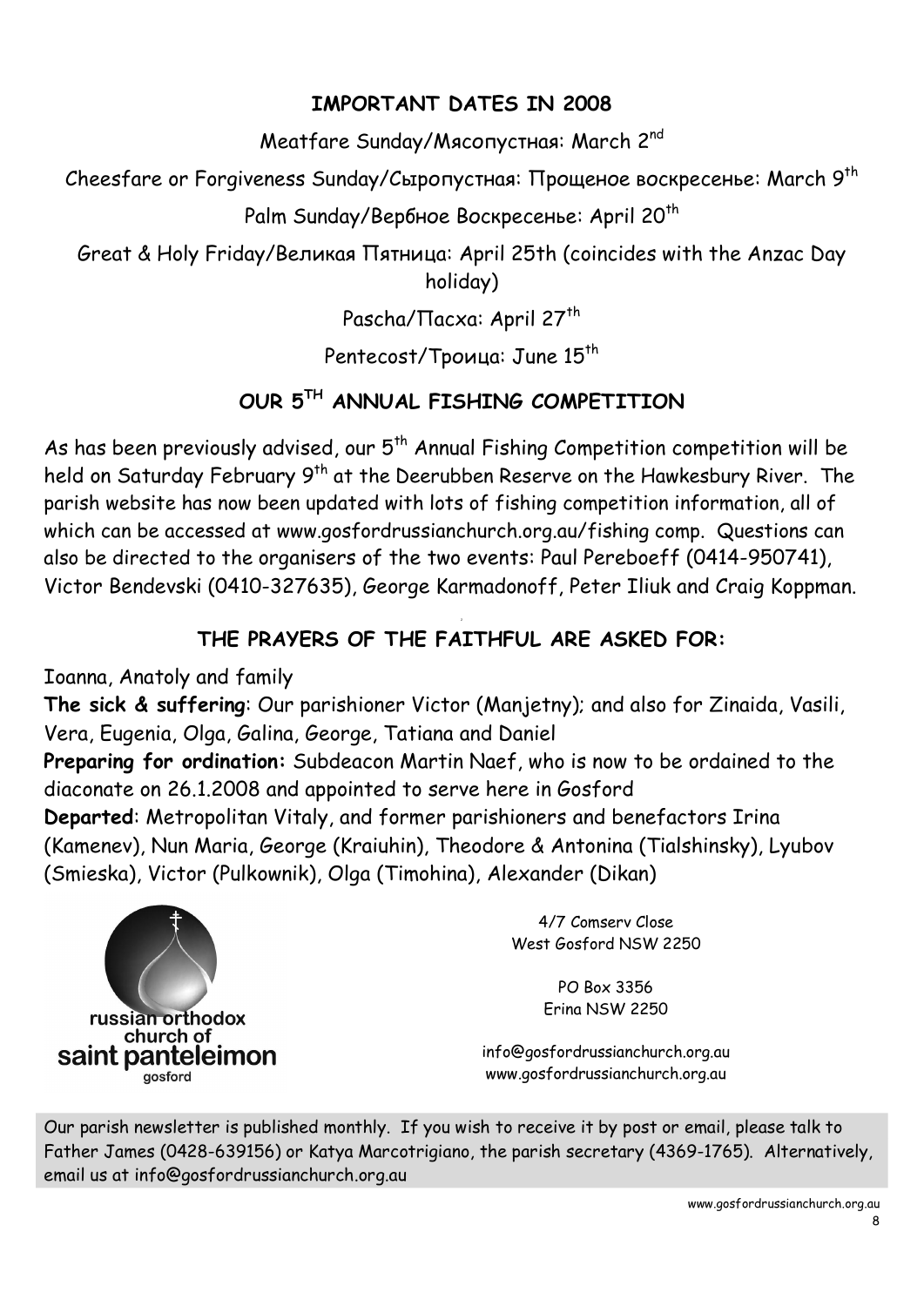## IMPORTANT DATES IN 2008

Meatfare Sunday/Мясопустная: March 2nd

Cheesfare or Forgiveness Sunday/Сыропустная: Прощеное воскресенье: March 9th

Palm Sunday/Вербное Воскресенье: April 20th

Great & Holy Friday/Великая Пятница: April 25th (coincides with the Anzac Day holiday)

Pascha/Пасха: April 27th

Pentecost/Троица: June 15th

## OUR 5TH ANNUAL FISHING COMPETITION

As has been previously advised, our 5th Annual Fishing Competition competition will be held on Saturday February 9th at the Deerubben Reserve on the Hawkesbury River. The parish website has now been updated with lots of fishing competition information, all of which can be accessed at www.gosfordrussianchurch.org.au/fishing comp. Questions can also be directed to the organisers of the two events: Paul Pereboeff (0414-950741), Victor Bendevski (0410-327635), George Karmadonoff, Peter Iliuk and Craig Koppman.

## THE PRAYERS OF THE FAITHFUL ARE ASKED FOR:

Ioanna, Anatoly and family

**The sick & suffering**: Our parishioner Victor (Manjetny); and also for Zinaida, Vasili, Vera, Eugenia, Olga, Galina, George, Tatiana and Daniel

**Preparing for ordination:** Subdeacon Martin Naef, who is now to be ordained to the diaconate on 26.1.2008 and appointed to serve here in Gosford

**Departed**: Metropolitan Vitaly, and former parishioners and benefactors Irina (Kamenev), Nun Maria, George (Kraiuhin), Theodore & Antonina (Tialshinsky), Lyubov (Smieska), Victor (Pulkownik), Olga (Timohina), Alexander (Dikan)

russian orthodox church of saint panteleimon gosford

4/7 Comserv Close
West Gosford NSW 2250

PO Box 3356
Erina NSW 2250

info@gosfordrussianchurch.org.au
www.gosfordrussianchurch.org.au

Our parish newsletter is published monthly. If you wish to receive it by post or email, please talk to Father James (0428-639156) or Katya Marcotrigiano, the parish secretary (4369-1765). Alternatively, email us at info@gosfordrussianchurch.org.au